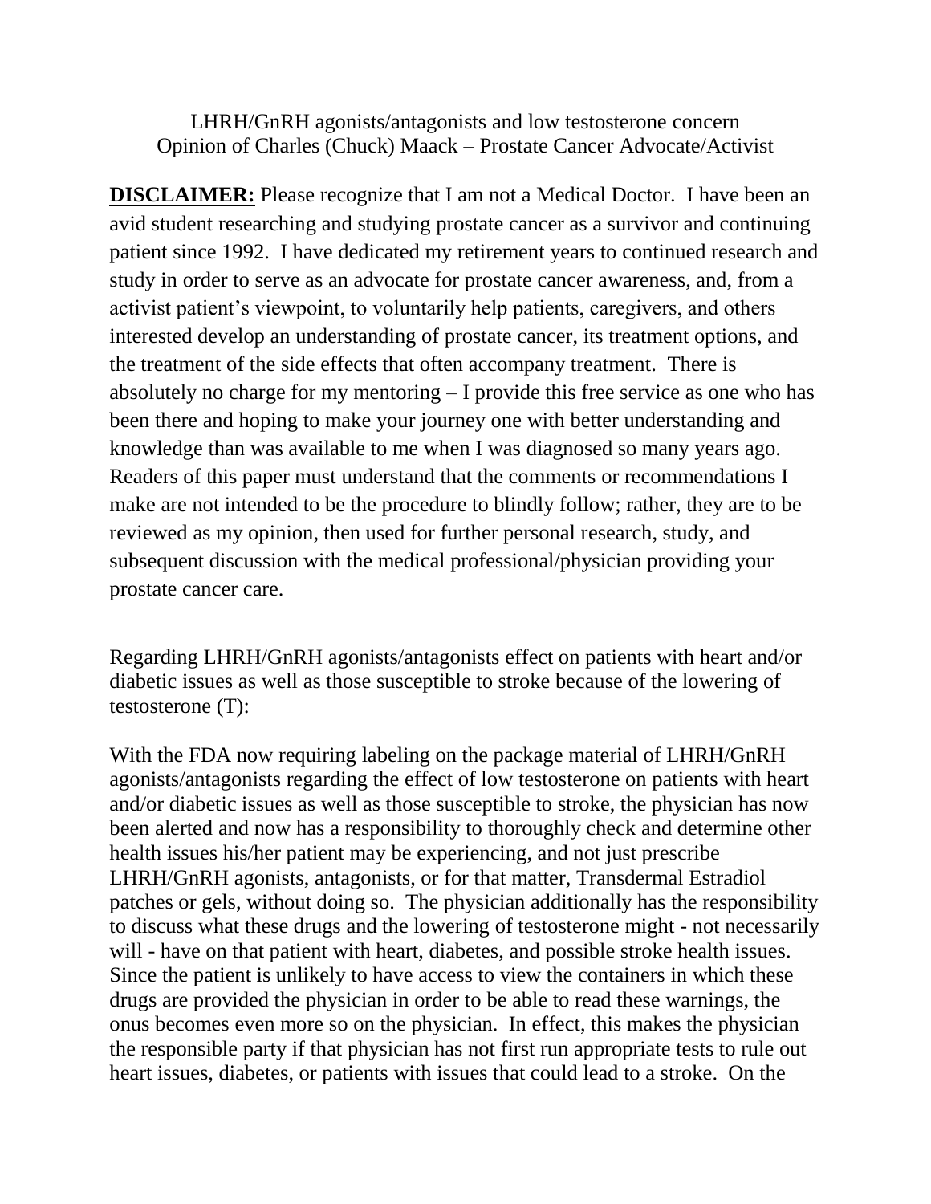LHRH/GnRH agonists/antagonists and low testosterone concern
Opinion of Charles (Chuck) Maack – Prostate Cancer Advocate/Activist

**DISCLAIMER:** Please recognize that I am not a Medical Doctor. I have been an avid student researching and studying prostate cancer as a survivor and continuing patient since 1992. I have dedicated my retirement years to continued research and study in order to serve as an advocate for prostate cancer awareness, and, from a activist patient's viewpoint, to voluntarily help patients, caregivers, and others interested develop an understanding of prostate cancer, its treatment options, and the treatment of the side effects that often accompany treatment. There is absolutely no charge for my mentoring – I provide this free service as one who has been there and hoping to make your journey one with better understanding and knowledge than was available to me when I was diagnosed so many years ago. Readers of this paper must understand that the comments or recommendations I make are not intended to be the procedure to blindly follow; rather, they are to be reviewed as my opinion, then used for further personal research, study, and subsequent discussion with the medical professional/physician providing your prostate cancer care.

Regarding LHRH/GnRH agonists/antagonists effect on patients with heart and/or diabetic issues as well as those susceptible to stroke because of the lowering of testosterone (T):

With the FDA now requiring labeling on the package material of LHRH/GnRH agonists/antagonists regarding the effect of low testosterone on patients with heart and/or diabetic issues as well as those susceptible to stroke, the physician has now been alerted and now has a responsibility to thoroughly check and determine other health issues his/her patient may be experiencing, and not just prescribe LHRH/GnRH agonists, antagonists, or for that matter, Transdermal Estradiol patches or gels, without doing so. The physician additionally has the responsibility to discuss what these drugs and the lowering of testosterone might - not necessarily will - have on that patient with heart, diabetes, and possible stroke health issues. Since the patient is unlikely to have access to view the containers in which these drugs are provided the physician in order to be able to read these warnings, the onus becomes even more so on the physician. In effect, this makes the physician the responsible party if that physician has not first run appropriate tests to rule out heart issues, diabetes, or patients with issues that could lead to a stroke. On the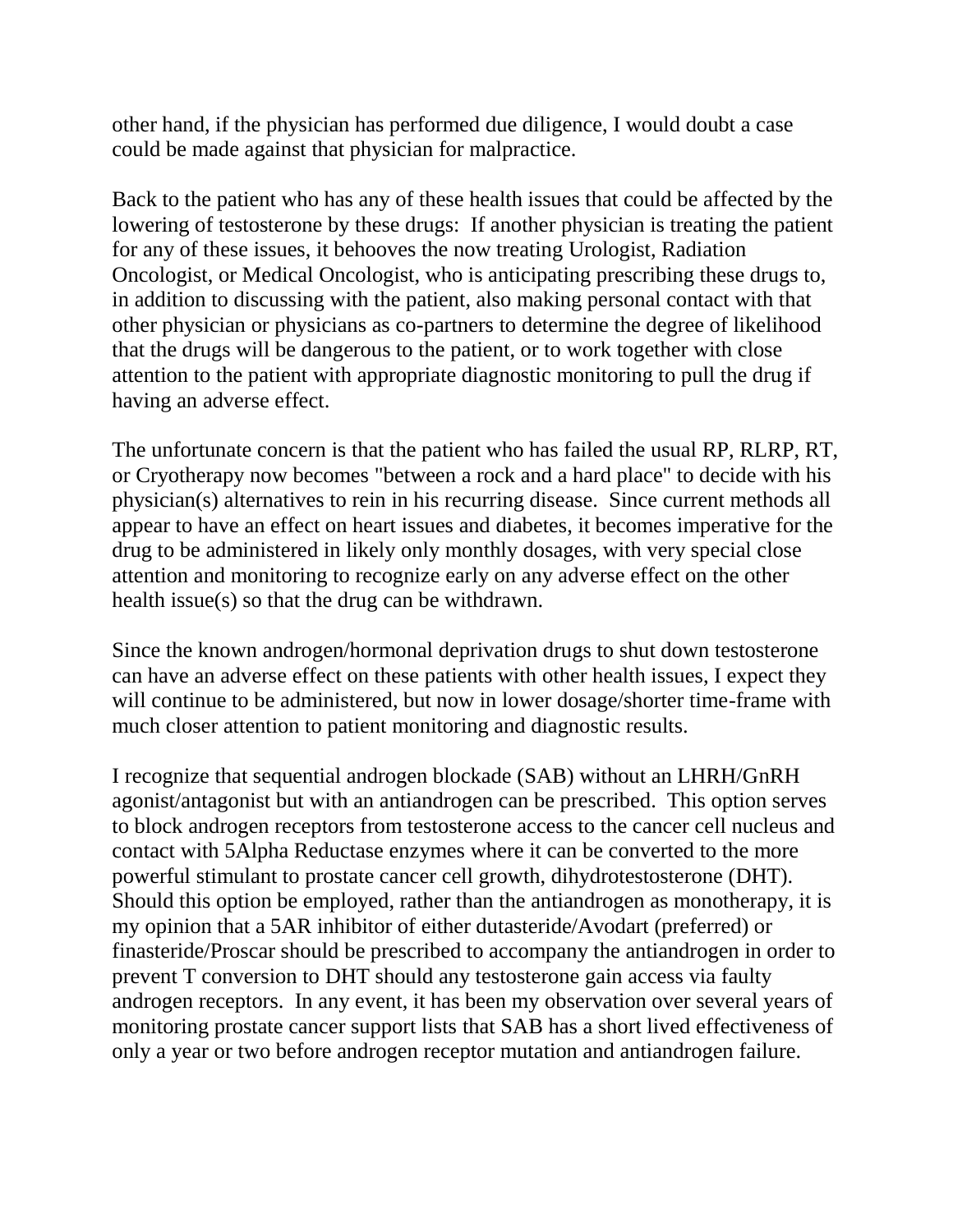other hand, if the physician has performed due diligence, I would doubt a case could be made against that physician for malpractice.

Back to the patient who has any of these health issues that could be affected by the lowering of testosterone by these drugs: If another physician is treating the patient for any of these issues, it behooves the now treating Urologist, Radiation Oncologist, or Medical Oncologist, who is anticipating prescribing these drugs to, in addition to discussing with the patient, also making personal contact with that other physician or physicians as co-partners to determine the degree of likelihood that the drugs will be dangerous to the patient, or to work together with close attention to the patient with appropriate diagnostic monitoring to pull the drug if having an adverse effect.

The unfortunate concern is that the patient who has failed the usual RP, RLRP, RT, or Cryotherapy now becomes "between a rock and a hard place" to decide with his physician(s) alternatives to rein in his recurring disease. Since current methods all appear to have an effect on heart issues and diabetes, it becomes imperative for the drug to be administered in likely only monthly dosages, with very special close attention and monitoring to recognize early on any adverse effect on the other health issue(s) so that the drug can be withdrawn.

Since the known androgen/hormonal deprivation drugs to shut down testosterone can have an adverse effect on these patients with other health issues, I expect they will continue to be administered, but now in lower dosage/shorter time-frame with much closer attention to patient monitoring and diagnostic results.

I recognize that sequential androgen blockade (SAB) without an LHRH/GnRH agonist/antagonist but with an antiandrogen can be prescribed. This option serves to block androgen receptors from testosterone access to the cancer cell nucleus and contact with 5Alpha Reductase enzymes where it can be converted to the more powerful stimulant to prostate cancer cell growth, dihydrotestosterone (DHT). Should this option be employed, rather than the antiandrogen as monotherapy, it is my opinion that a 5AR inhibitor of either dutasteride/Avodart (preferred) or finasteride/Proscar should be prescribed to accompany the antiandrogen in order to prevent T conversion to DHT should any testosterone gain access via faulty androgen receptors. In any event, it has been my observation over several years of monitoring prostate cancer support lists that SAB has a short lived effectiveness of only a year or two before androgen receptor mutation and antiandrogen failure.